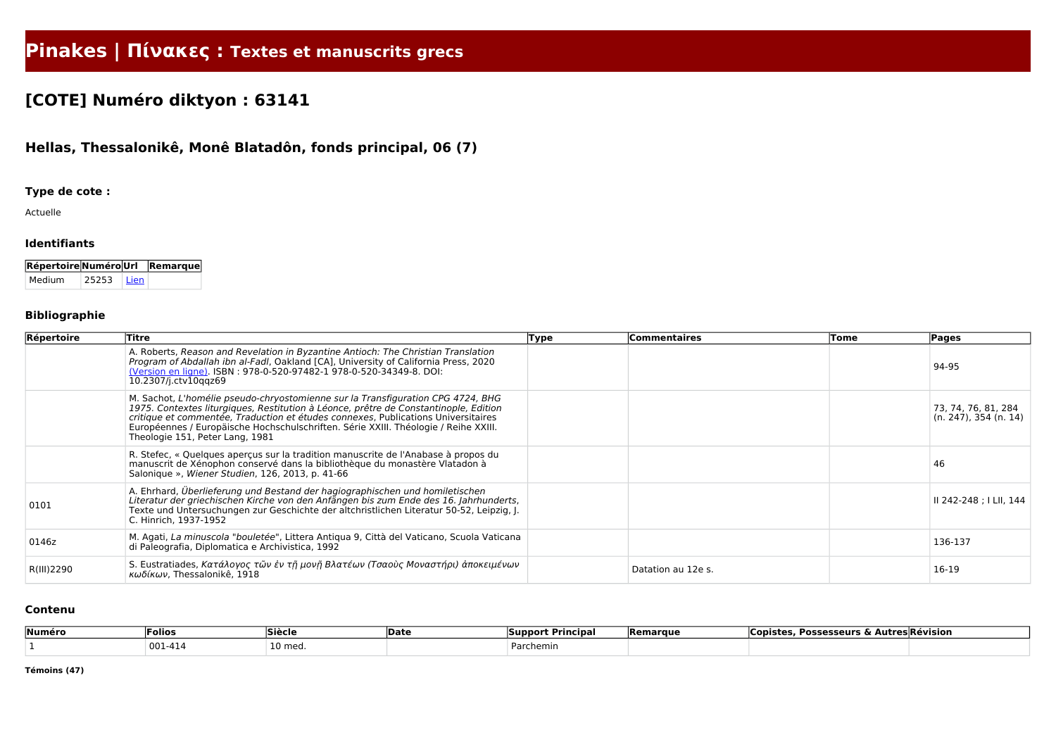# Pinakes | Πίνακες : Textes et manuscrits grecs

## [COTE] Numéro diktyon : 63141

### Hellas, Thessalonikê, Monê Blatadôn, fonds principal, 06 (7)

#### Type de cote :

Actuelle

#### Identifiants

| Répertoire | Numéro | Url | Remarque |
|---|---|---|---|
| Medium | 25253 | Lien | |

#### Bibliographie

| Répertoire | Titre | Type | Commentaires | Tome | Pages |
|---|---|---|---|---|---|
| | A. Roberts, *Reason and Revelation in Byzantine Antioch: The Christian Translation Program of Abdallah ibn al-Fadl*, Oakland [CA], University of California Press, 2020 (Version en ligne). ISBN : 978-0-520-97482-1 978-0-520-34349-8. DOI: 10.2307/j.ctv10qqz69 | | | | 94-95 |
| | M. Sachot, *L'homélie pseudo-chryostomienne sur la Transfiguration CPG 4724, BHG 1975. Contextes liturgiques, Restitution à Léonce, prêtre de Constantinople, Edition critique et commentée, Traduction et études connexes*, Publications Universitaires Européennes / Europäische Hochschulschriften. Série XXIII. Théologie / Reihe XXIII. Theologie 151, Peter Lang, 1981 | | | | 73, 74, 76, 81, 284 (n. 247), 354 (n. 14) |
| | R. Stefec, « Quelques aperçus sur la tradition manuscrite de l'Anabase à propos du manuscrit de Xénophon conservé dans la bibliothèque du monastère Vlatadon à Salonique », *Wiener Studien*, 126, 2013, p. 41-66 | | | | 46 |
| 0101 | A. Ehrhard, *Überlieferung und Bestand der hagiographischen und homiletischen Literatur der griechischen Kirche von den Anfängen bis zum Ende des 16. Jahrhunderts*, Texte und Untersuchungen zur Geschichte der altchristlichen Literatur 50-52, Leipzig, J. C. Hinrich, 1937-1952 | | | | II 242-248 ; I LII, 144 |
| 0146z | M. Agati, *La minuscola "bouletée"*, Littera Antiqua 9, Città del Vaticano, Scuola Vaticana di Paleografia, Diplomatica e Archivistica, 1992 | | | | 136-137 |
| R(III)2290 | S. Eustratiades, *Κατάλογος τῶν ἐν τῇ μονῇ Βλατέων (Τσαοὺς Μοναστήρι) ἀποκειμένων κωδίκων*, Thessalonikê, 1918 | | Datation au 12e s. | | 16-19 |

#### Contenu

| Numéro | Folios | Siècle | Date | Support Principal | Remarque | Copistes, Possesseurs & Autres | Révision |
|---|---|---|---|---|---|---|---|
| 1 | 001-414 | 10 med. | | Parchemin | | | |

**Témoins (47)**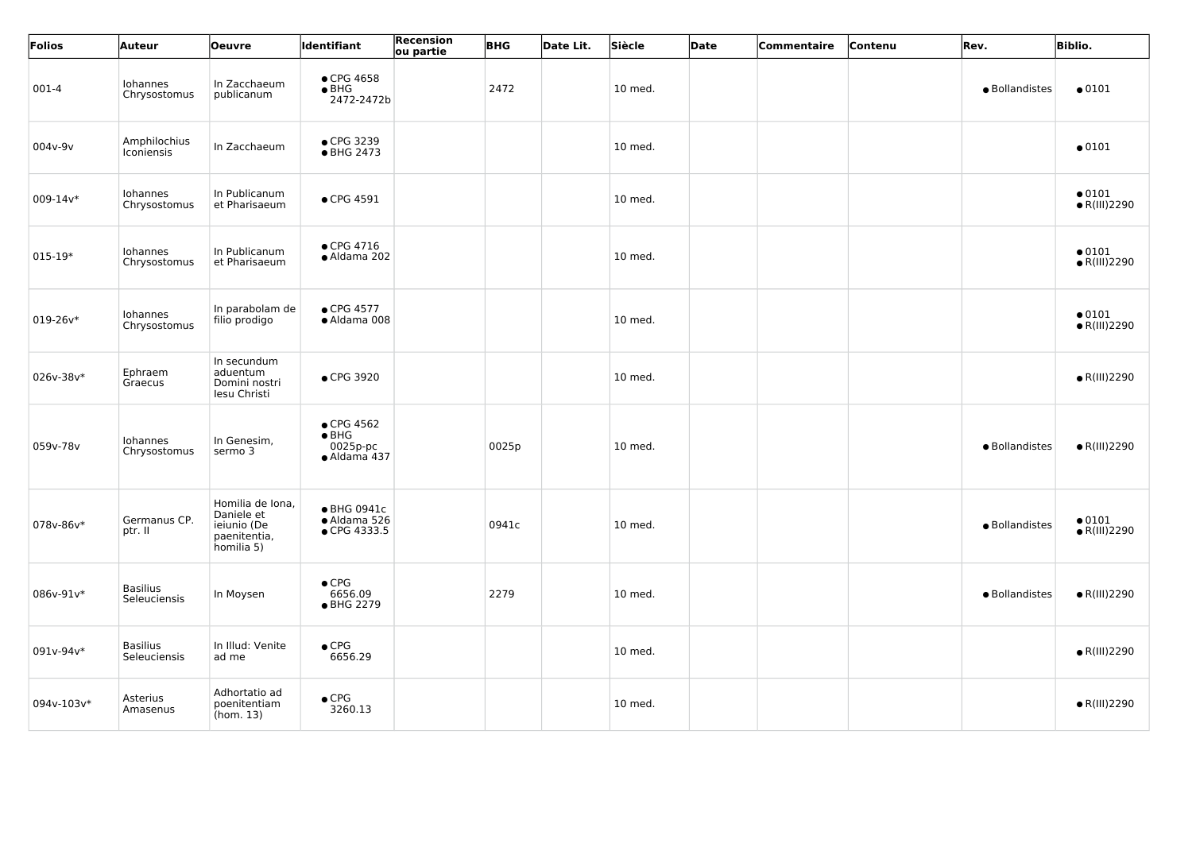| Folios | Auteur | Oeuvre | Identifiant | Recension ou partie | BHG | Date Lit. | Siècle | Date | Commentaire | Contenu | Rev. | Biblio. |
|---|---|---|---|---|---|---|---|---|---|---|---|---|
| 001-4 | Iohannes Chrysostomus | In Zacchaeum publicanum | • CPG 4658<br>• BHG 2472-2472b | | 2472 | | 10 med. | | | | • Bollandistes | • 0101 |
| 004v-9v | Amphilochius Iconiensis | In Zacchaeum | • CPG 3239<br>• BHG 2473 | | | | 10 med. | | | | | • 0101 |
| 009-14v* | Iohannes Chrysostomus | In Publicanum et Pharisaeum | • CPG 4591 | | | | 10 med. | | | | | • 0101<br>• R(III)2290 |
| 015-19* | Iohannes Chrysostomus | In Publicanum et Pharisaeum | • CPG 4716<br>• Aldama 202 | | | | 10 med. | | | | | • 0101<br>• R(III)2290 |
| 019-26v* | Iohannes Chrysostomus | In parabolam de filio prodigo | • CPG 4577<br>• Aldama 008 | | | | 10 med. | | | | | • 0101<br>• R(III)2290 |
| 026v-38v* | Ephraem Graecus | In secundum aduentum Domini nostri Iesu Christi | • CPG 3920 | | | | 10 med. | | | | | • R(III)2290 |
| 059v-78v | Iohannes Chrysostomus | In Genesim, sermo 3 | • CPG 4562<br>• BHG 0025p-pc<br>• Aldama 437 | | 0025p | | 10 med. | | | | • Bollandistes | • R(III)2290 |
| 078v-86v* | Germanus CP. ptr. II | Homilia de Iona, Daniele et ieiunio (De paenitentia, homilia 5) | • BHG 0941c<br>• Aldama 526<br>• CPG 4333.5 | | 0941c | | 10 med. | | | | • Bollandistes | • 0101<br>• R(III)2290 |
| 086v-91v* | Basilius Seleuciensis | In Moysen | • CPG 6656.09<br>• BHG 2279 | | 2279 | | 10 med. | | | | • Bollandistes | • R(III)2290 |
| 091v-94v* | Basilius Seleuciensis | In Illud: Venite ad me | • CPG 6656.29 | | | | 10 med. | | | | | • R(III)2290 |
| 094v-103v* | Asterius Amasenus | Adhortatio ad poenitentiam (hom. 13) | • CPG 3260.13 | | | | 10 med. | | | | | • R(III)2290 |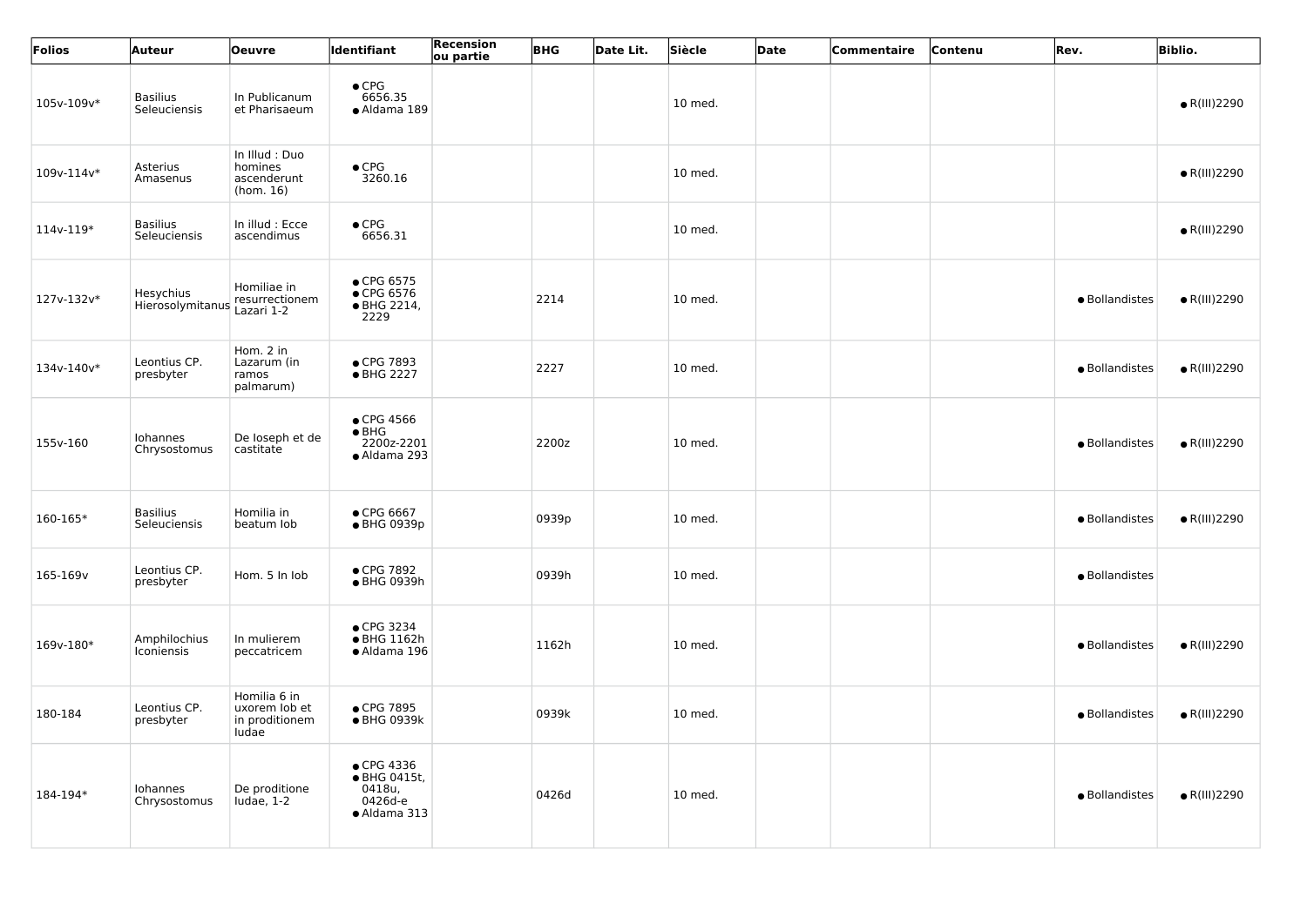| Folios | Auteur | Oeuvre | Identifiant | Recension ou partie | BHG | Date Lit. | Siècle | Date | Commentaire | Contenu | Rev. | Biblio. |
|---|---|---|---|---|---|---|---|---|---|---|---|---|
| 105v-109v* | Basilius Seleuciensis | In Publicanum et Pharisaeum | ● CPG 6656.35<br>● Aldama 189 | | | | 10 med. | | | | | ● R(III)2290 |
| 109v-114v* | Asterius Amasenus | In Illud : Duo homines ascenderunt (hom. 16) | ● CPG 3260.16 | | | | 10 med. | | | | | ● R(III)2290 |
| 114v-119* | Basilius Seleuciensis | In illud : Ecce ascendimus | ● CPG 6656.31 | | | | 10 med. | | | | | ● R(III)2290 |
| 127v-132v* | Hesychius Hierosolymitanus | Homiliae in resurrectionem Lazari 1-2 | ● CPG 6575<br>● CPG 6576<br>● BHG 2214, 2229 | | 2214 | | 10 med. | | | | ● Bollandistes | ● R(III)2290 |
| 134v-140v* | Leontius CP. presbyter | Hom. 2 in Lazarum (in ramos palmarum) | ● CPG 7893<br>● BHG 2227 | | 2227 | | 10 med. | | | | ● Bollandistes | ● R(III)2290 |
| 155v-160 | Iohannes Chrysostomus | De Ioseph et de castitate | ● CPG 4566<br>● BHG 2200z-2201<br>● Aldama 293 | | 2200z | | 10 med. | | | | ● Bollandistes | ● R(III)2290 |
| 160-165* | Basilius Seleuciensis | Homilia in beatum Iob | ● CPG 6667<br>● BHG 0939p | | 0939p | | 10 med. | | | | ● Bollandistes | ● R(III)2290 |
| 165-169v | Leontius CP. presbyter | Hom. 5 In Iob | ● CPG 7892<br>● BHG 0939h | | 0939h | | 10 med. | | | | ● Bollandistes | |
| 169v-180* | Amphilochius Iconiensis | In mulierem peccatricem | ● CPG 3234<br>● BHG 1162h<br>● Aldama 196 | | 1162h | | 10 med. | | | | ● Bollandistes | ● R(III)2290 |
| 180-184 | Leontius CP. presbyter | Homilia 6 in uxorem Iob et in proditionem Iudae | ● CPG 7895<br>● BHG 0939k | | 0939k | | 10 med. | | | | ● Bollandistes | ● R(III)2290 |
| 184-194* | Iohannes Chrysostomus | De proditione Iudae, 1-2 | ● CPG 4336<br>● BHG 0415t, 0418u, 0426d-e<br>● Aldama 313 | | 0426d | | 10 med. | | | | ● Bollandistes | ● R(III)2290 |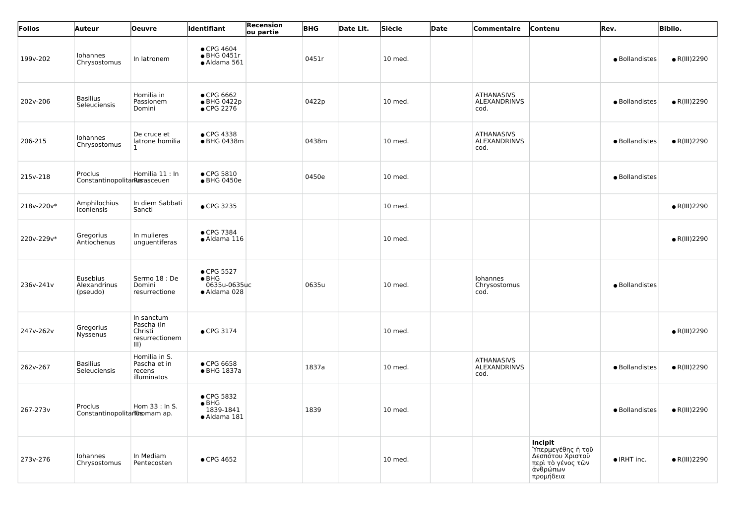| Folios | Auteur | Oeuvre | Identifiant | Recension ou partie | BHG | Date Lit. | Siècle | Date | Commentaire | Contenu | Rev. | Biblio. |
|---|---|---|---|---|---|---|---|---|---|---|---|---|
| 199v-202 | Iohannes Chrysostomus | In latronem | ● CPG 4604 ● BHG 0451r ● Aldama 561 | | 0451r | | 10 med. | | | | ● Bollandistes | ● R(III)2290 |
| 202v-206 | Basilius Seleuciensis | Homilia in Passionem Domini | ● CPG 6662 ● BHG 0422p ● CPG 2276 | | 0422p | | 10 med. | | ATHANASIVS ALEXANDRINVS cod. | | ● Bollandistes | ● R(III)2290 |
| 206-215 | Iohannes Chrysostomus | De cruce et latrone homilia 1 | ● CPG 4338 ● BHG 0438m | | 0438m | | 10 med. | | ATHANASIVS ALEXANDRINVS cod. | | ● Bollandistes | ● R(III)2290 |
| 215v-218 | Proclus Constantinopolitanus | Homilia 11 : In Parasceuen | ● CPG 5810 ● BHG 0450e | | 0450e | | 10 med. | | | | ● Bollandistes | |
| 218v-220v* | Amphilochius Iconiensis | In diem Sabbati Sancti | ● CPG 3235 | | | | 10 med. | | | | | ● R(III)2290 |
| 220v-229v* | Gregorius Antiochenus | In mulieres unguentiferas | ● CPG 7384 ● Aldama 116 | | | | 10 med. | | | | | ● R(III)2290 |
| 236v-241v | Eusebius Alexandrinus (pseudo) | Sermo 18 : De Domini resurrectione | ● CPG 5527 ● BHG 0635u-0635uc ● Aldama 028 | | 0635u | | 10 med. | | Iohannes Chrysostomus cod. | | ● Bollandistes | |
| 247v-262v | Gregorius Nyssenus | In sanctum Pascha (In Christi resurrectionem III) | ● CPG 3174 | | | | 10 med. | | | | | ● R(III)2290 |
| 262v-267 | Basilius Seleuciensis | Homilia in S. Pascha et in recens illuminatos | ● CPG 6658 ● BHG 1837a | | 1837a | | 10 med. | | ATHANASIVS ALEXANDRINVS cod. | | ● Bollandistes | ● R(III)2290 |
| 267-273v | Proclus Constantinopolitanus | Hom 33 : In S. Thomam ap. | ● CPG 5832 ● BHG 1839-1841 ● Aldama 181 | | 1839 | | 10 med. | | | | ● Bollandistes | ● R(III)2290 |
| 273v-276 | Iohannes Chrysostomus | In Mediam Pentecosten | ● CPG 4652 | | | | 10 med. | | | **Incipit** Ὑπερμεγέθης ἡ τοῦ Δεσπότου Χριστοῦ περὶ τὸ γένος τῶν ἀνθρώπων προμήθεια | ● IRHT inc. | ● R(III)2290 |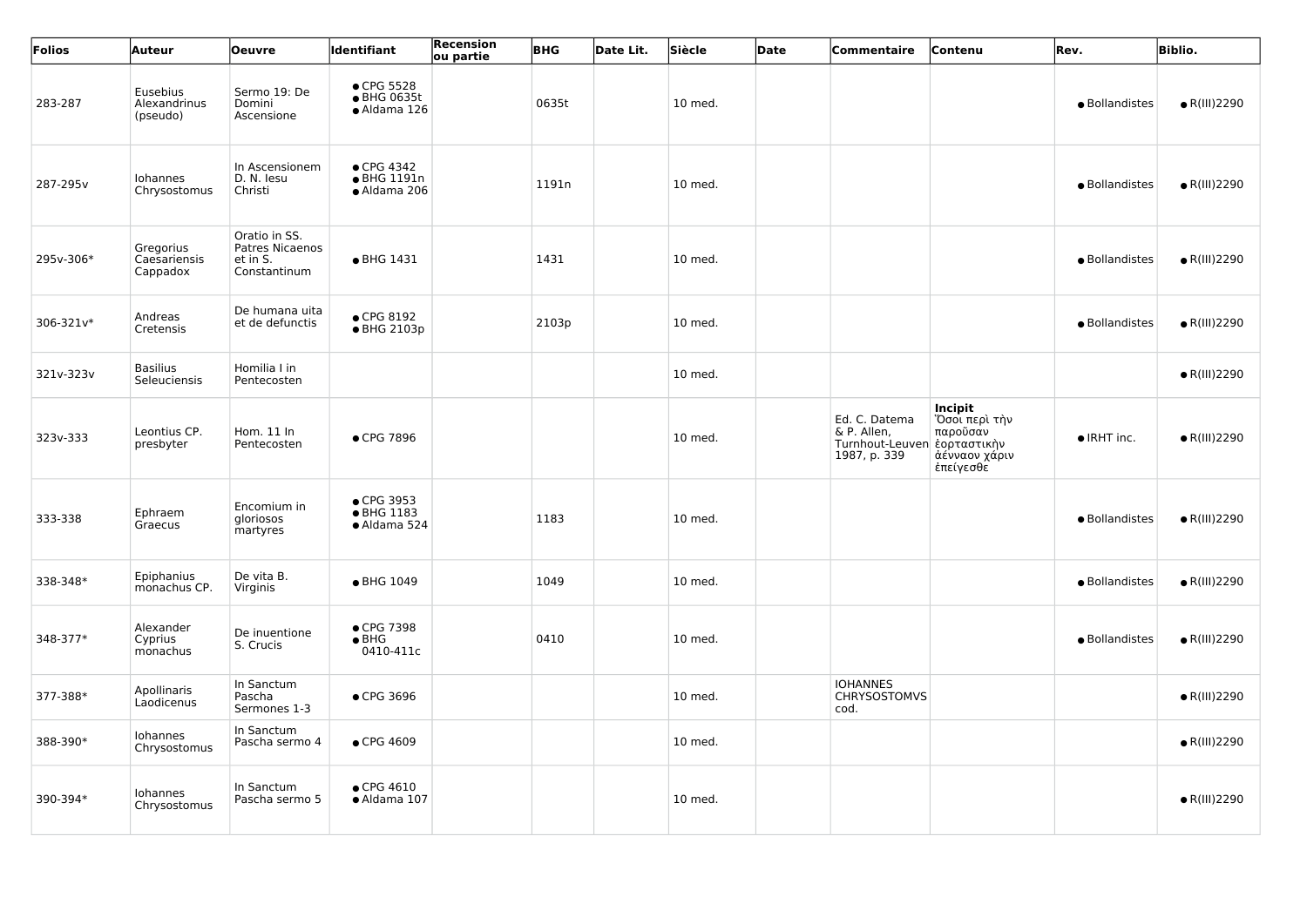| Folios | Auteur | Oeuvre | Identifiant | Recension ou partie | BHG | Date Lit. | Siècle | Date | Commentaire | Contenu | Rev. | Biblio. |
|---|---|---|---|---|---|---|---|---|---|---|---|---|
| 283-287 | Eusebius Alexandrinus (pseudo) | Sermo 19: De Domini Ascensione | ● CPG 5528 ● BHG 0635t ● Aldama 126 | | 0635t | | 10 med. | | | | ● Bollandistes | ● R(III)2290 |
| 287-295v | Iohannes Chrysostomus | In Ascensionem D. N. Iesu Christi | ● CPG 4342 ● BHG 1191n ● Aldama 206 | | 1191n | | 10 med. | | | | ● Bollandistes | ● R(III)2290 |
| 295v-306* | Gregorius Caesariensis Cappadox | Oratio in SS. Patres Nicaenos et in S. Constantinum | ● BHG 1431 | | 1431 | | 10 med. | | | | ● Bollandistes | ● R(III)2290 |
| 306-321v* | Andreas Cretensis | De humana uita et de defunctis | ● CPG 8192 ● BHG 2103p | | 2103p | | 10 med. | | | | ● Bollandistes | ● R(III)2290 |
| 321v-323v | Basilius Seleuciensis | Homilia I in Pentecosten | | | | | 10 med. | | | | | ● R(III)2290 |
| 323v-333 | Leontius CP. presbyter | Hom. 11 In Pentecosten | ● CPG 7896 | | | | 10 med. | | Ed. C. Datema & P. Allen, Turnhout-Leuven 1987, p. 339 | **Incipit** Ὅσοι περὶ τὴν παροῦσαν ἑορταστικὴν ἀένναον χάριν ἐπείγεσθε | ● IRHT inc. | ● R(III)2290 |
| 333-338 | Ephraem Graecus | Encomium in gloriosos martyres | ● CPG 3953 ● BHG 1183 ● Aldama 524 | | 1183 | | 10 med. | | | | ● Bollandistes | ● R(III)2290 |
| 338-348* | Epiphanius monachus CP. | De vita B. Virginis | ● BHG 1049 | | 1049 | | 10 med. | | | | ● Bollandistes | ● R(III)2290 |
| 348-377* | Alexander Cyprius monachus | De inuentione S. Crucis | ● CPG 7398 ● BHG 0410-411c | | 0410 | | 10 med. | | | | ● Bollandistes | ● R(III)2290 |
| 377-388* | Apollinaris Laodicenus | In Sanctum Pascha Sermones 1-3 | ● CPG 3696 | | | | 10 med. | | IOHANNES CHRYSOSTOMVS cod. | | | ● R(III)2290 |
| 388-390* | Iohannes Chrysostomus | In Sanctum Pascha sermo 4 | ● CPG 4609 | | | | 10 med. | | | | | ● R(III)2290 |
| 390-394* | Iohannes Chrysostomus | In Sanctum Pascha sermo 5 | ● CPG 4610 ● Aldama 107 | | | | 10 med. | | | | | ● R(III)2290 |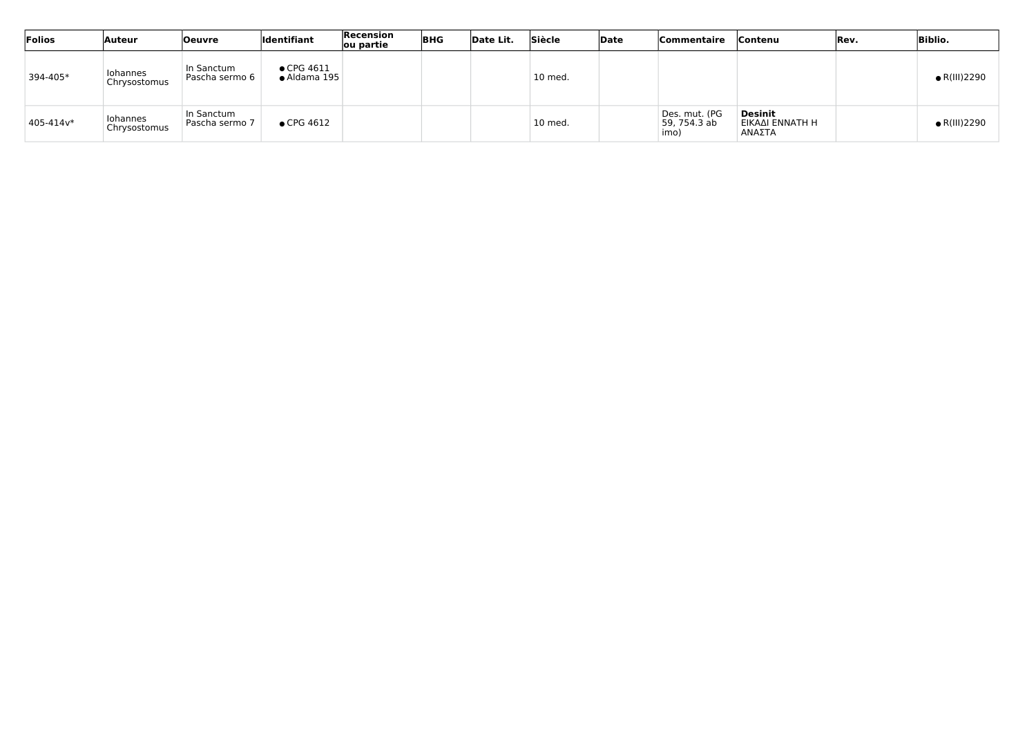| Folios | Auteur | Oeuvre | Identifiant | Recension ou partie | BHG | Date Lit. | Siècle | Date | Commentaire | Contenu | Rev. | Biblio. |
|---|---|---|---|---|---|---|---|---|---|---|---|---|
| 394-405* | Iohannes Chrysostomus | In Sanctum Pascha sermo 6 | ● CPG 4611<br>● Aldama 195 | | | | 10 med. | | | | | ● R(III)2290 |
| 405-414v* | Iohannes Chrysostomus | In Sanctum Pascha sermo 7 | ● CPG 4612 | | | | 10 med. | | Des. mut. (PG 59, 754.3 ab imo) | **Desinit**<br>ΕΙΚΑΔΙ ΕΝΝΑΤΗ Η ΑΝΑΣΤΑ | | ● R(III)2290 |